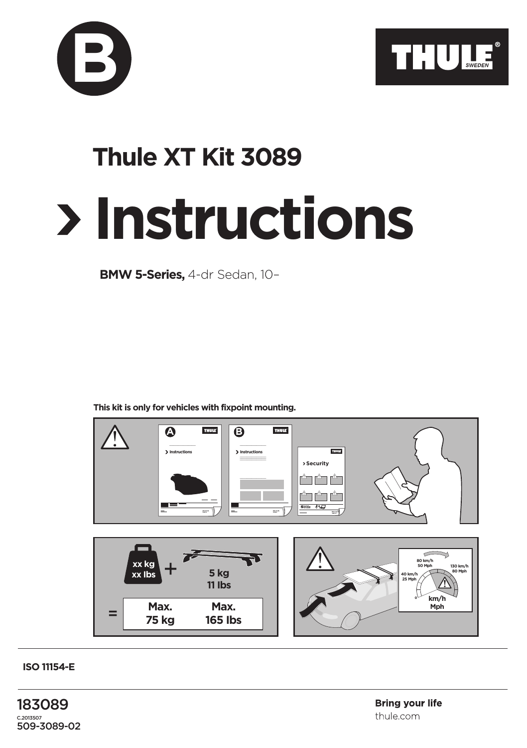B

THULE SWEDEN

# Thule XT Kit 3089

# › Instructions

**BMW 5-Series,** 4-dr Sedan, 10–

**This kit is only for vehicles with fixpoint mounting.**

xx kg
xx lbs
+
5 kg
11 lbs
=
Max.
75 kg
Max.
165 lbs

80 km/h
50 Mph
40 km/h
25 Mph
130 km/h
80 Mph
0
km/h
Mph

**ISO 11154-E**

183089
C.2013507
509-3089-02

**Bring your life**
thule.com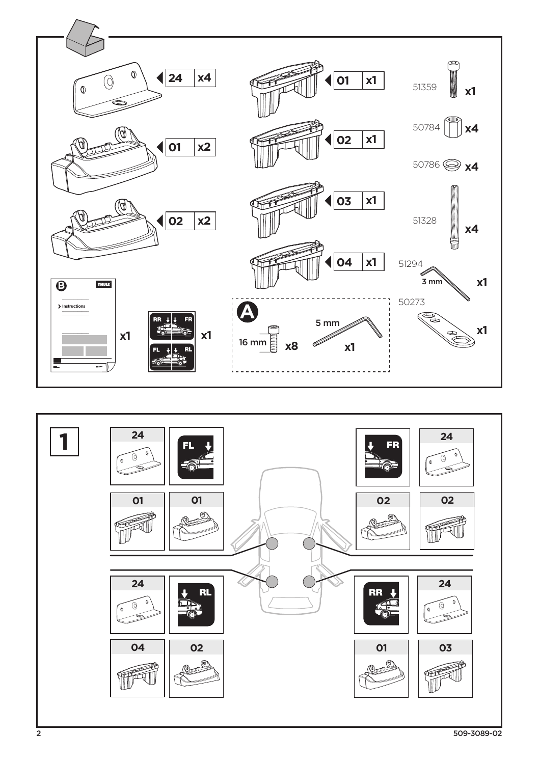24 x4

01 x2

02 x2

01 x1

02 x1

03 x1

04 x1

51359 x1

50784 x4

50786 x4

51328 x4

51294 3 mm x1

50273 x1

B THULE Instructions x1

RR FR FL RL x1

A

16 mm x8

5 mm x1

1

24 | FL

01 | 01

FR | 24

02 | 02

24 | RL

04 | 02

RR | 24

01 | 03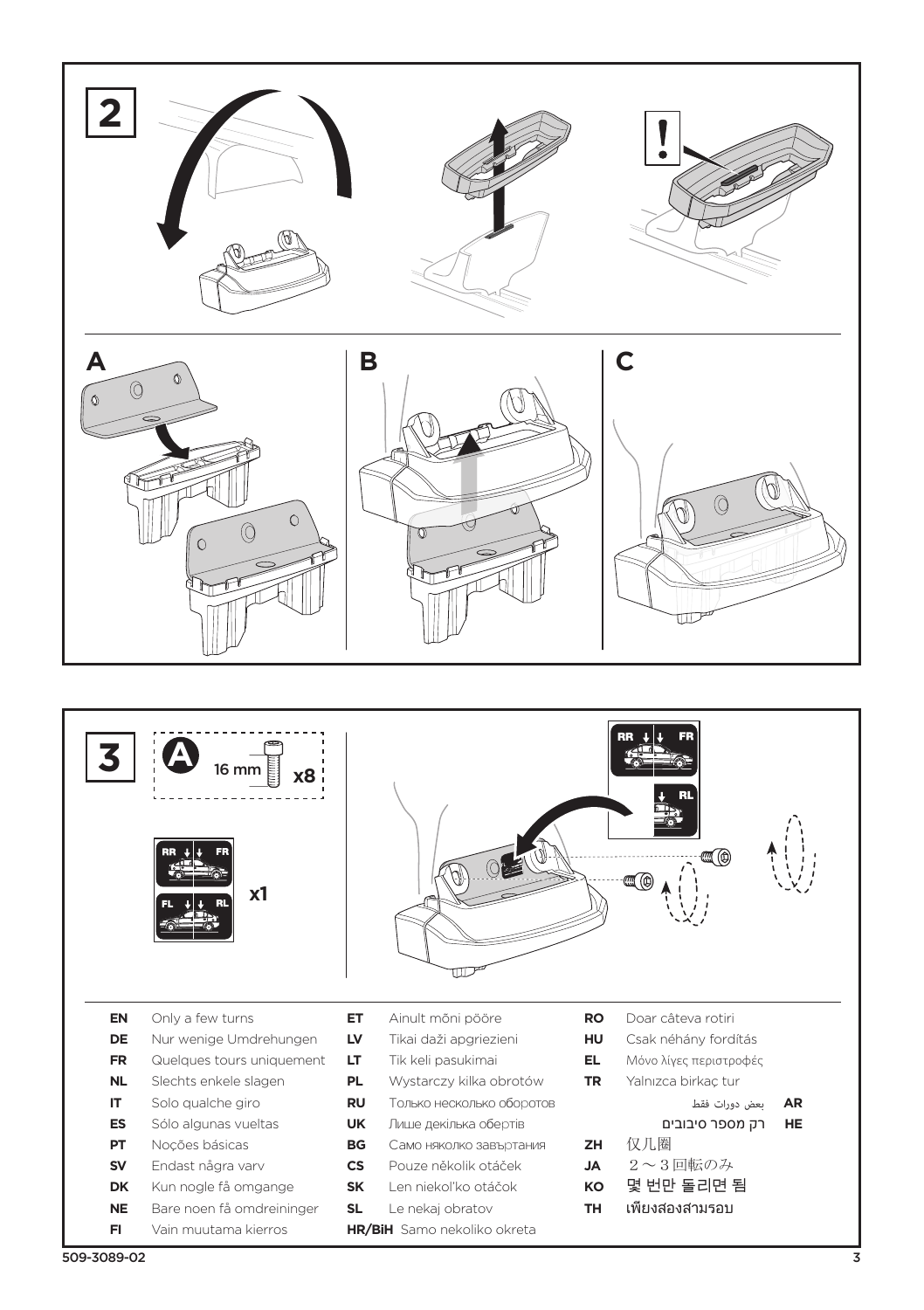**2**

**A**

**B**

**C**

**3**

A 16 mm x8

RR FR FL RL x1

RR FR RL

| | | | | | |
|---|---|---|---|---|---|
| **EN** | Only a few turns | **ET** | Ainult mõni pööre | **RO** | Doar câteva rotiri |
| **DE** | Nur wenige Umdrehungen | **LV** | Tikai daži apgriezieni | **HU** | Csak néhány fordítás |
| **FR** | Quelques tours uniquement | **LT** | Tik keli pasukimai | **EL** | Μόνο λίγες περιστροφές |
| **NL** | Slechts enkele slagen | **PL** | Wystarczy kilka obrotów | **TR** | Yalnızca birkaç tur |
| **IT** | Solo qualche giro | **RU** | Только несколько оборотов | **AR** | بعض دورات فقط |
| **ES** | Sólo algunas vueltas | **UK** | Лише декілька обертів | **HE** | רק מספר סיבובים |
| **PT** | Noções básicas | **BG** | Само няколко завъртания | **ZH** | 仅几圈 |
| **SV** | Endast några varv | **CS** | Pouze několik otáček | **JA** | 2～3回転のみ |
| **DK** | Kun nogle få omgange | **SK** | Len niekoľko otáčok | **KO** | 몇 번만 돌리면 됨 |
| **NE** | Bare noen få omdreininger | **SL** | Le nekaj obratov | **TH** | เพียงสองสามรอบ |
| **FI** | Vain muutama kierros | **HR/BiH** | Samo nekoliko okreta | | |

509-3089-02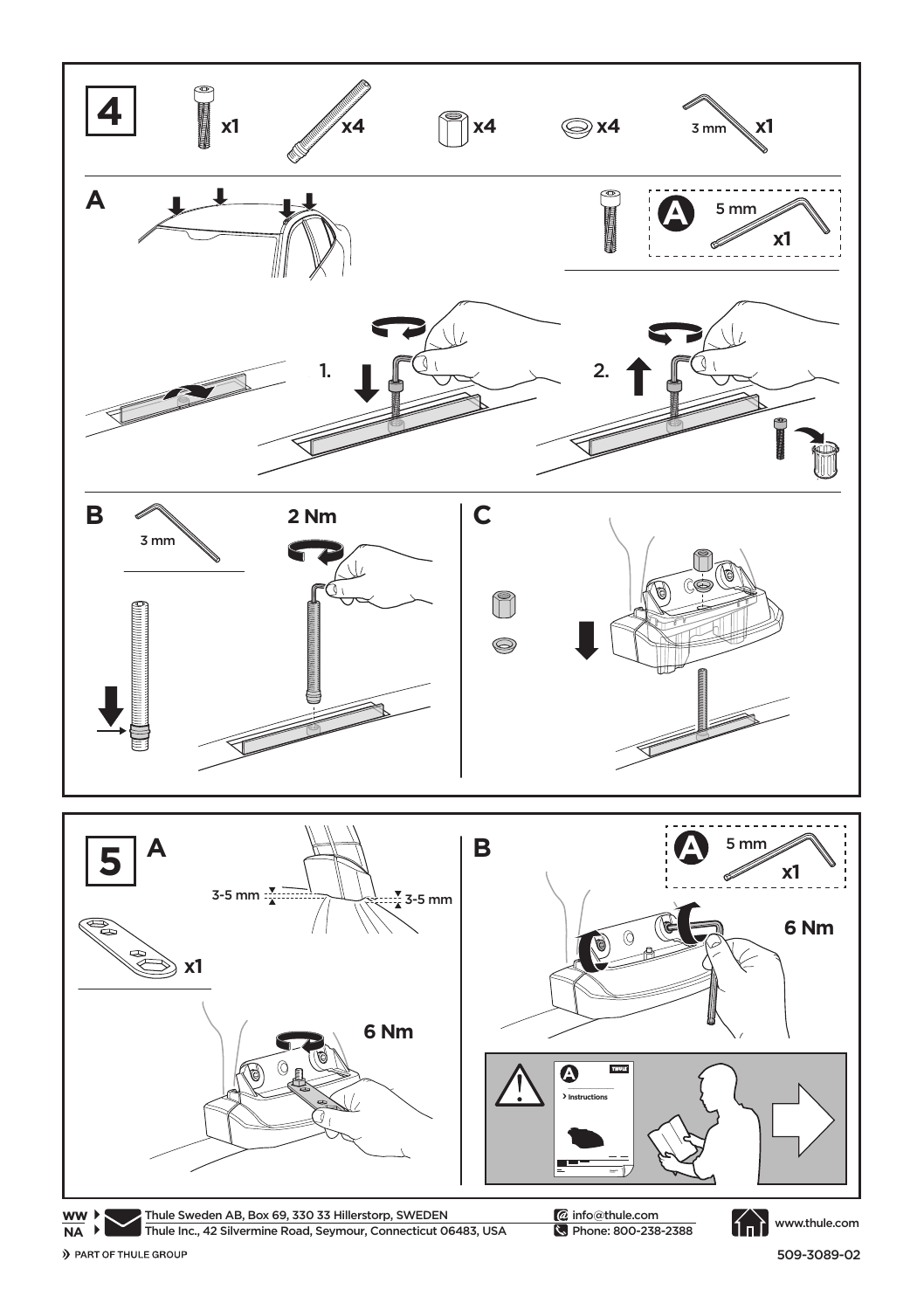# 4

x1 x4 x4 x4 3 mm x1

## A

5 mm x1

1.

2.

## B

3 mm

2 Nm

## C

# 5

## A

3-5 mm 3-5 mm

x1

6 Nm

## B

5 mm x1

6 Nm

> Instructions

WW Thule Sweden AB, Box 69, 330 33 Hillerstorp, SWEDEN
NA Thule Inc., 42 Silvermine Road, Seymour, Connecticut 06483, USA

info@thule.com
Phone: 800-238-2388

www.thule.com

PART OF THULE GROUP

509-3089-02